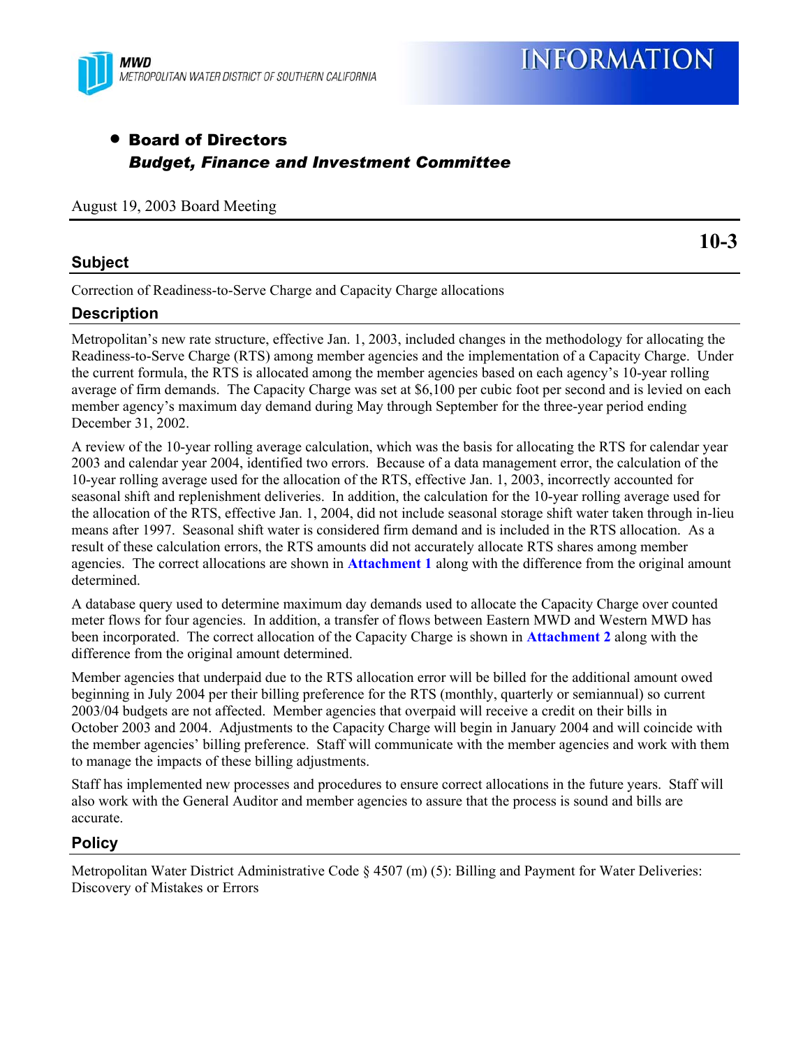MWD
METROPOLITAN WATER DISTRICT OF SOUTHERN CALIFORNIA

# INFORMATION

- **Board of Directors**
  ***Budget, Finance and Investment Committee***

August 19, 2003 Board Meeting

**10-3**

## Subject

Correction of Readiness-to-Serve Charge and Capacity Charge allocations

## Description

Metropolitan's new rate structure, effective Jan. 1, 2003, included changes in the methodology for allocating the Readiness-to-Serve Charge (RTS) among member agencies and the implementation of a Capacity Charge. Under the current formula, the RTS is allocated among the member agencies based on each agency's 10-year rolling average of firm demands. The Capacity Charge was set at $6,100 per cubic foot per second and is levied on each member agency's maximum day demand during May through September for the three-year period ending December 31, 2002.

A review of the 10-year rolling average calculation, which was the basis for allocating the RTS for calendar year 2003 and calendar year 2004, identified two errors. Because of a data management error, the calculation of the 10-year rolling average used for the allocation of the RTS, effective Jan. 1, 2003, incorrectly accounted for seasonal shift and replenishment deliveries. In addition, the calculation for the 10-year rolling average used for the allocation of the RTS, effective Jan. 1, 2004, did not include seasonal storage shift water taken through in-lieu means after 1997. Seasonal shift water is considered firm demand and is included in the RTS allocation. As a result of these calculation errors, the RTS amounts did not accurately allocate RTS shares among member agencies. The correct allocations are shown in **Attachment 1** along with the difference from the original amount determined.

A database query used to determine maximum day demands used to allocate the Capacity Charge over counted meter flows for four agencies. In addition, a transfer of flows between Eastern MWD and Western MWD has been incorporated. The correct allocation of the Capacity Charge is shown in **Attachment 2** along with the difference from the original amount determined.

Member agencies that underpaid due to the RTS allocation error will be billed for the additional amount owed beginning in July 2004 per their billing preference for the RTS (monthly, quarterly or semiannual) so current 2003/04 budgets are not affected. Member agencies that overpaid will receive a credit on their bills in October 2003 and 2004. Adjustments to the Capacity Charge will begin in January 2004 and will coincide with the member agencies' billing preference. Staff will communicate with the member agencies and work with them to manage the impacts of these billing adjustments.

Staff has implemented new processes and procedures to ensure correct allocations in the future years. Staff will also work with the General Auditor and member agencies to assure that the process is sound and bills are accurate.

## Policy

Metropolitan Water District Administrative Code § 4507 (m) (5): Billing and Payment for Water Deliveries: Discovery of Mistakes or Errors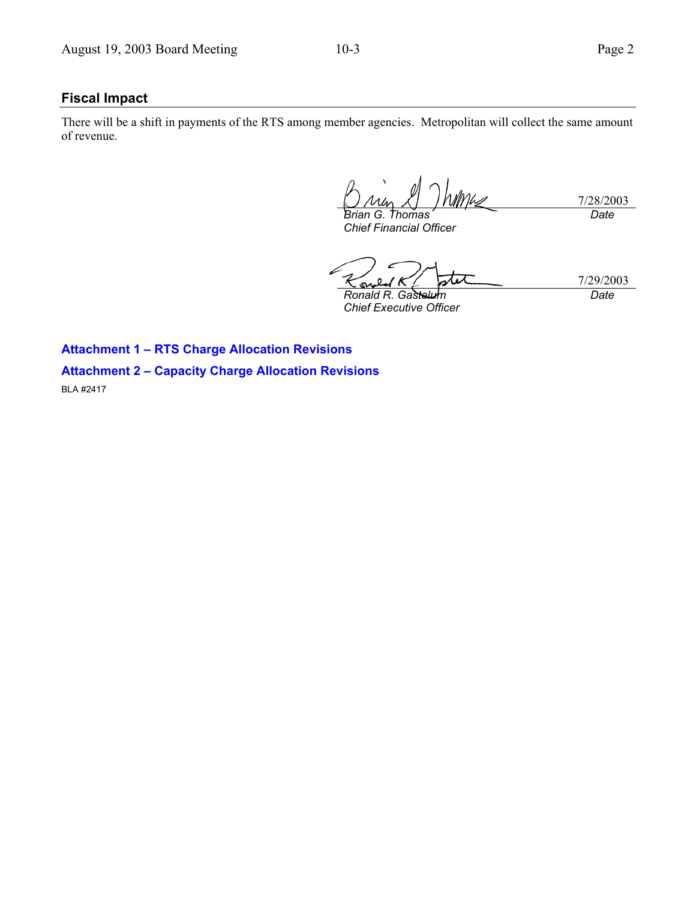## Fiscal Impact

There will be a shift in payments of the RTS among member agencies. Metropolitan will collect the same amount of revenue.

| | |
|---|---|
| *Brian G. Thomas*<br>*Chief Financial Officer* | 7/28/2003<br>*Date* |

| | |
|---|---|
| *Ronald R. Gastelum*<br>*Chief Executive Officer* | 7/29/2003<br>*Date* |

**Attachment 1 – RTS Charge Allocation Revisions**

**Attachment 2 – Capacity Charge Allocation Revisions**

BLA #2417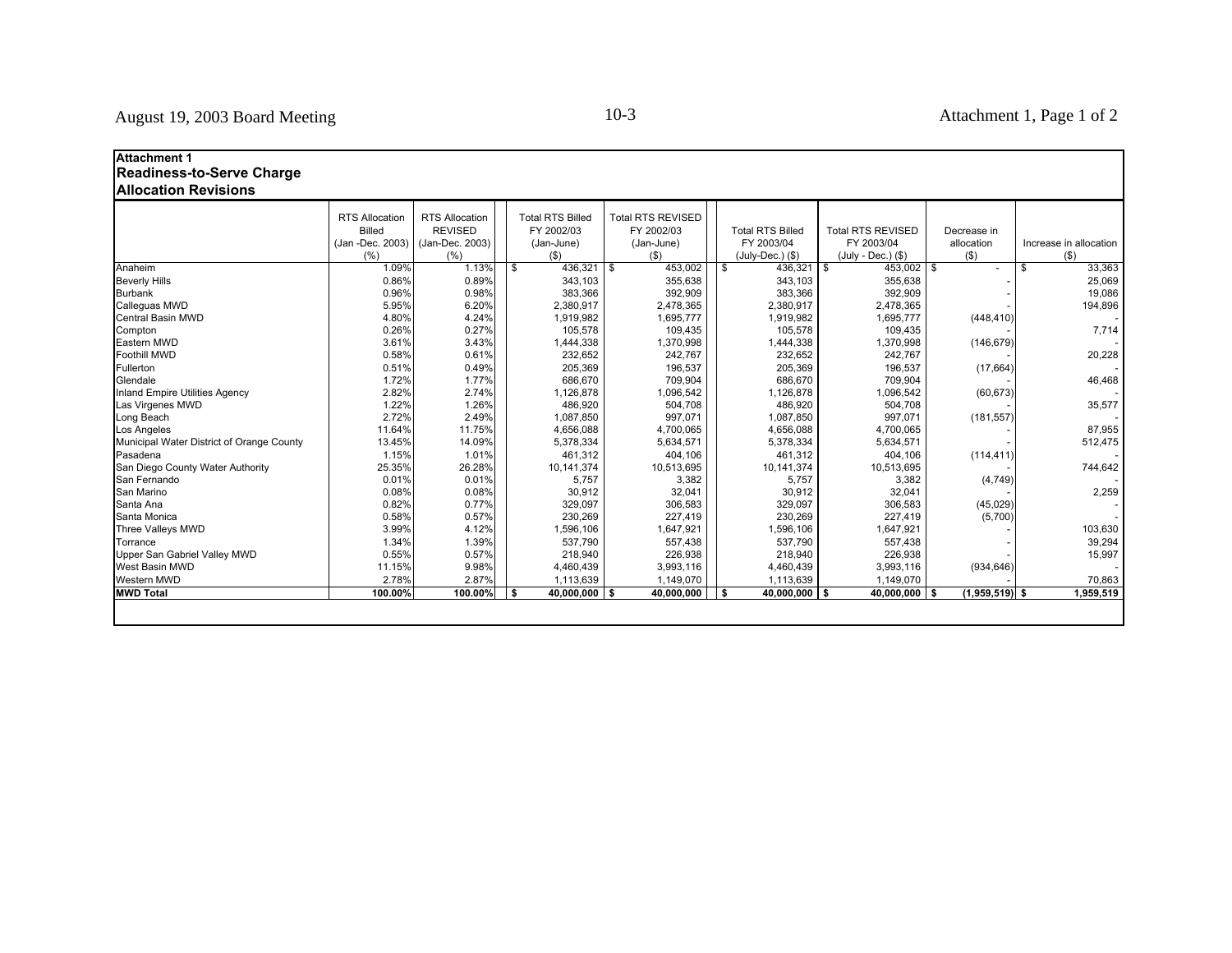**Attachment 1**
**Readiness-to-Serve Charge**
**Allocation Revisions**

| | RTS Allocation Billed (Jan -Dec. 2003) (%) | RTS Allocation REVISED (Jan-Dec. 2003) (%) | Total RTS Billed FY 2002/03 (Jan-June) ($) | Total RTS REVISED FY 2002/03 (Jan-June) ($) | Total RTS Billed FY 2003/04 (July-Dec.) ($) | Total RTS REVISED FY 2003/04 (July - Dec.) ($) | Decrease in allocation ($) | Increase in allocation ($) |
|---|---|---|---|---|---|---|---|---|
| Anaheim | 1.09% | 1.13% | $ 436,321 | $ 453,002 | $ 436,321 | $ 453,002 | $ - | $ 33,363 |
| Beverly Hills | 0.86% | 0.89% | 343,103 | 355,638 | 343,103 | 355,638 | - | 25,069 |
| Burbank | 0.96% | 0.98% | 383,366 | 392,909 | 383,366 | 392,909 | - | 19,086 |
| Calleguas MWD | 5.95% | 6.20% | 2,380,917 | 2,478,365 | 2,380,917 | 2,478,365 | - | 194,896 |
| Central Basin MWD | 4.80% | 4.24% | 1,919,982 | 1,695,777 | 1,919,982 | 1,695,777 | (448,410) | - |
| Compton | 0.26% | 0.27% | 105,578 | 109,435 | 105,578 | 109,435 | - | 7,714 |
| Eastern MWD | 3.61% | 3.43% | 1,444,338 | 1,370,998 | 1,444,338 | 1,370,998 | (146,679) | - |
| Foothill MWD | 0.58% | 0.61% | 232,652 | 242,767 | 232,652 | 242,767 | - | 20,228 |
| Fullerton | 0.51% | 0.49% | 205,369 | 196,537 | 205,369 | 196,537 | (17,664) | - |
| Glendale | 1.72% | 1.77% | 686,670 | 709,904 | 686,670 | 709,904 | - | 46,468 |
| Inland Empire Utilities Agency | 2.82% | 2.74% | 1,126,878 | 1,096,542 | 1,126,878 | 1,096,542 | (60,673) | - |
| Las Virgenes MWD | 1.22% | 1.26% | 486,920 | 504,708 | 486,920 | 504,708 | - | 35,577 |
| Long Beach | 2.72% | 2.49% | 1,087,850 | 997,071 | 1,087,850 | 997,071 | (181,557) | - |
| Los Angeles | 11.64% | 11.75% | 4,656,088 | 4,700,065 | 4,656,088 | 4,700,065 | - | 87,955 |
| Municipal Water District of Orange County | 13.45% | 14.09% | 5,378,334 | 5,634,571 | 5,378,334 | 5,634,571 | - | 512,475 |
| Pasadena | 1.15% | 1.01% | 461,312 | 404,106 | 461,312 | 404,106 | (114,411) | - |
| San Diego County Water Authority | 25.35% | 26.28% | 10,141,374 | 10,513,695 | 10,141,374 | 10,513,695 | - | 744,642 |
| San Fernando | 0.01% | 0.01% | 5,757 | 3,382 | 5,757 | 3,382 | (4,749) | - |
| San Marino | 0.08% | 0.08% | 30,912 | 32,041 | 30,912 | 32,041 | - | 2,259 |
| Santa Ana | 0.82% | 0.77% | 329,097 | 306,583 | 329,097 | 306,583 | (45,029) | - |
| Santa Monica | 0.58% | 0.57% | 230,269 | 227,419 | 230,269 | 227,419 | (5,700) | - |
| Three Valleys MWD | 3.99% | 4.12% | 1,596,106 | 1,647,921 | 1,596,106 | 1,647,921 | - | 103,630 |
| Torrance | 1.34% | 1.39% | 537,790 | 557,438 | 537,790 | 557,438 | - | 39,294 |
| Upper San Gabriel Valley MWD | 0.55% | 0.57% | 218,940 | 226,938 | 218,940 | 226,938 | - | 15,997 |
| West Basin MWD | 11.15% | 9.98% | 4,460,439 | 3,993,116 | 4,460,439 | 3,993,116 | (934,646) | - |
| Western MWD | 2.78% | 2.87% | 1,113,639 | 1,149,070 | 1,113,639 | 1,149,070 | - | 70,863 |
| **MWD Total** | **100.00%** | **100.00%** | **$ 40,000,000** | **$ 40,000,000** | **$ 40,000,000** | **$ 40,000,000** | **$ (1,959,519)** | **$ 1,959,519** |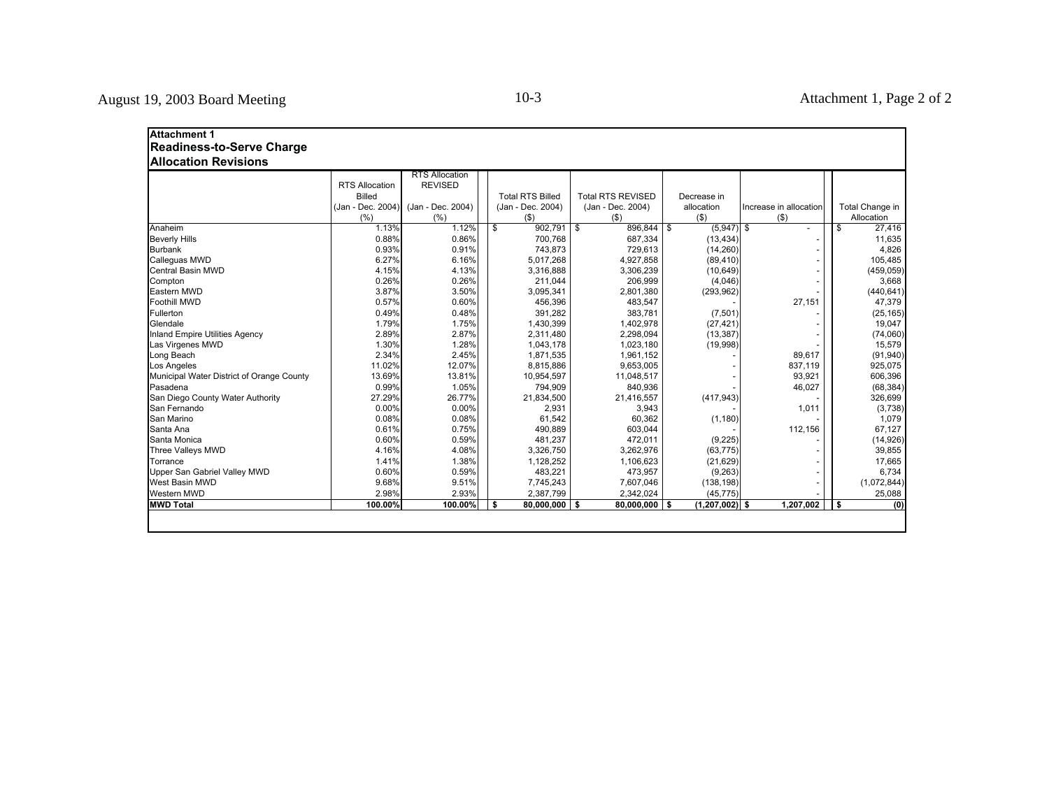**Attachment 1**
**Readiness-to-Serve Charge**
**Allocation Revisions**

| | RTS Allocation Billed (Jan - Dec. 2004) (%) | RTS Allocation REVISED (Jan - Dec. 2004) (%) | Total RTS Billed (Jan - Dec. 2004) ($) | Total RTS REVISED (Jan - Dec. 2004) ($) | Decrease in allocation ($) | Increase in allocation ($) | Total Change in Allocation |
|---|---|---|---|---|---|---|---|
| Anaheim | 1.13% | 1.12% | $ 902,791 | $ 896,844 | $ (5,947) | $ - | $ 27,416 |
| Beverly Hills | 0.88% | 0.86% | 700,768 | 687,334 | (13,434) | - | 11,635 |
| Burbank | 0.93% | 0.91% | 743,873 | 729,613 | (14,260) | - | 4,826 |
| Calleguas MWD | 6.27% | 6.16% | 5,017,268 | 4,927,858 | (89,410) | - | 105,485 |
| Central Basin MWD | 4.15% | 4.13% | 3,316,888 | 3,306,239 | (10,649) | - | (459,059) |
| Compton | 0.26% | 0.26% | 211,044 | 206,999 | (4,046) | - | 3,668 |
| Eastern MWD | 3.87% | 3.50% | 3,095,341 | 2,801,380 | (293,962) | - | (440,641) |
| Foothill MWD | 0.57% | 0.60% | 456,396 | 483,547 | - | 27,151 | 47,379 |
| Fullerton | 0.49% | 0.48% | 391,282 | 383,781 | (7,501) | - | (25,165) |
| Glendale | 1.79% | 1.75% | 1,430,399 | 1,402,978 | (27,421) | - | 19,047 |
| Inland Empire Utilities Agency | 2.89% | 2.87% | 2,311,480 | 2,298,094 | (13,387) | - | (74,060) |
| Las Virgenes MWD | 1.30% | 1.28% | 1,043,178 | 1,023,180 | (19,998) | - | 15,579 |
| Long Beach | 2.34% | 2.45% | 1,871,535 | 1,961,152 | - | 89,617 | (91,940) |
| Los Angeles | 11.02% | 12.07% | 8,815,886 | 9,653,005 | - | 837,119 | 925,075 |
| Municipal Water District of Orange County | 13.69% | 13.81% | 10,954,597 | 11,048,517 | - | 93,921 | 606,396 |
| Pasadena | 0.99% | 1.05% | 794,909 | 840,936 | - | 46,027 | (68,384) |
| San Diego County Water Authority | 27.29% | 26.77% | 21,834,500 | 21,416,557 | (417,943) | - | 326,699 |
| San Fernando | 0.00% | 0.00% | 2,931 | 3,943 | - | 1,011 | (3,738) |
| San Marino | 0.08% | 0.08% | 61,542 | 60,362 | (1,180) | - | 1,079 |
| Santa Ana | 0.61% | 0.75% | 490,889 | 603,044 | - | 112,156 | 67,127 |
| Santa Monica | 0.60% | 0.59% | 481,237 | 472,011 | (9,225) | - | (14,926) |
| Three Valleys MWD | 4.16% | 4.08% | 3,326,750 | 3,262,976 | (63,775) | - | 39,855 |
| Torrance | 1.41% | 1.38% | 1,128,252 | 1,106,623 | (21,629) | - | 17,665 |
| Upper San Gabriel Valley MWD | 0.60% | 0.59% | 483,221 | 473,957 | (9,263) | - | 6,734 |
| West Basin MWD | 9.68% | 9.51% | 7,745,243 | 7,607,046 | (138,198) | - | (1,072,844) |
| Western MWD | 2.98% | 2.93% | 2,387,799 | 2,342,024 | (45,775) | - | 25,088 |
| **MWD Total** | **100.00%** | **100.00%** | **$ 80,000,000** | **$ 80,000,000** | **$ (1,207,002)** | **$ 1,207,002** | **$ (0)** |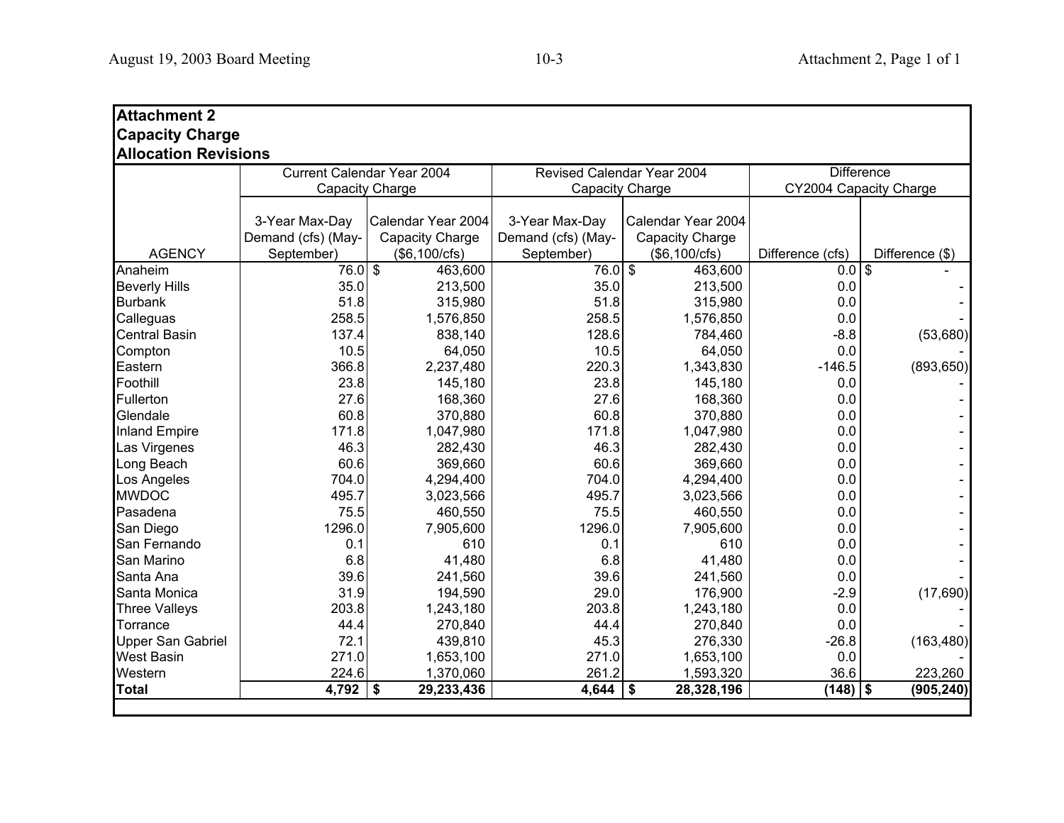**Attachment 2**
**Capacity Charge**
**Allocation Revisions**

| AGENCY | Current Calendar Year 2004 Capacity Charge | | Revised Calendar Year 2004 Capacity Charge | | Difference CY2004 Capacity Charge | |
|---|---|---|---|---|---|---|
| | 3-Year Max-Day Demand (cfs) (May-September) | Calendar Year 2004 Capacity Charge ($6,100/cfs) | 3-Year Max-Day Demand (cfs) (May-September) | Calendar Year 2004 Capacity Charge ($6,100/cfs) | Difference (cfs) | Difference ($) |
| Anaheim | 76.0 | $ 463,600 | 76.0 | $ 463,600 | 0.0 | $ - |
| Beverly Hills | 35.0 | 213,500 | 35.0 | 213,500 | 0.0 | - |
| Burbank | 51.8 | 315,980 | 51.8 | 315,980 | 0.0 | - |
| Calleguas | 258.5 | 1,576,850 | 258.5 | 1,576,850 | 0.0 | - |
| Central Basin | 137.4 | 838,140 | 128.6 | 784,460 | -8.8 | (53,680) |
| Compton | 10.5 | 64,050 | 10.5 | 64,050 | 0.0 | - |
| Eastern | 366.8 | 2,237,480 | 220.3 | 1,343,830 | -146.5 | (893,650) |
| Foothill | 23.8 | 145,180 | 23.8 | 145,180 | 0.0 | - |
| Fullerton | 27.6 | 168,360 | 27.6 | 168,360 | 0.0 | - |
| Glendale | 60.8 | 370,880 | 60.8 | 370,880 | 0.0 | - |
| Inland Empire | 171.8 | 1,047,980 | 171.8 | 1,047,980 | 0.0 | - |
| Las Virgenes | 46.3 | 282,430 | 46.3 | 282,430 | 0.0 | - |
| Long Beach | 60.6 | 369,660 | 60.6 | 369,660 | 0.0 | - |
| Los Angeles | 704.0 | 4,294,400 | 704.0 | 4,294,400 | 0.0 | - |
| MWDOC | 495.7 | 3,023,566 | 495.7 | 3,023,566 | 0.0 | - |
| Pasadena | 75.5 | 460,550 | 75.5 | 460,550 | 0.0 | - |
| San Diego | 1296.0 | 7,905,600 | 1296.0 | 7,905,600 | 0.0 | - |
| San Fernando | 0.1 | 610 | 0.1 | 610 | 0.0 | - |
| San Marino | 6.8 | 41,480 | 6.8 | 41,480 | 0.0 | - |
| Santa Ana | 39.6 | 241,560 | 39.6 | 241,560 | 0.0 | - |
| Santa Monica | 31.9 | 194,590 | 29.0 | 176,900 | -2.9 | (17,690) |
| Three Valleys | 203.8 | 1,243,180 | 203.8 | 1,243,180 | 0.0 | - |
| Torrance | 44.4 | 270,840 | 44.4 | 270,840 | 0.0 | - |
| Upper San Gabriel | 72.1 | 439,810 | 45.3 | 276,330 | -26.8 | (163,480) |
| West Basin | 271.0 | 1,653,100 | 271.0 | 1,653,100 | 0.0 | - |
| Western | 224.6 | 1,370,060 | 261.2 | 1,593,320 | 36.6 | 223,260 |
| **Total** | **4,792** | **$ 29,233,436** | **4,644** | **$ 28,328,196** | **(148)** | **$ (905,240)** |